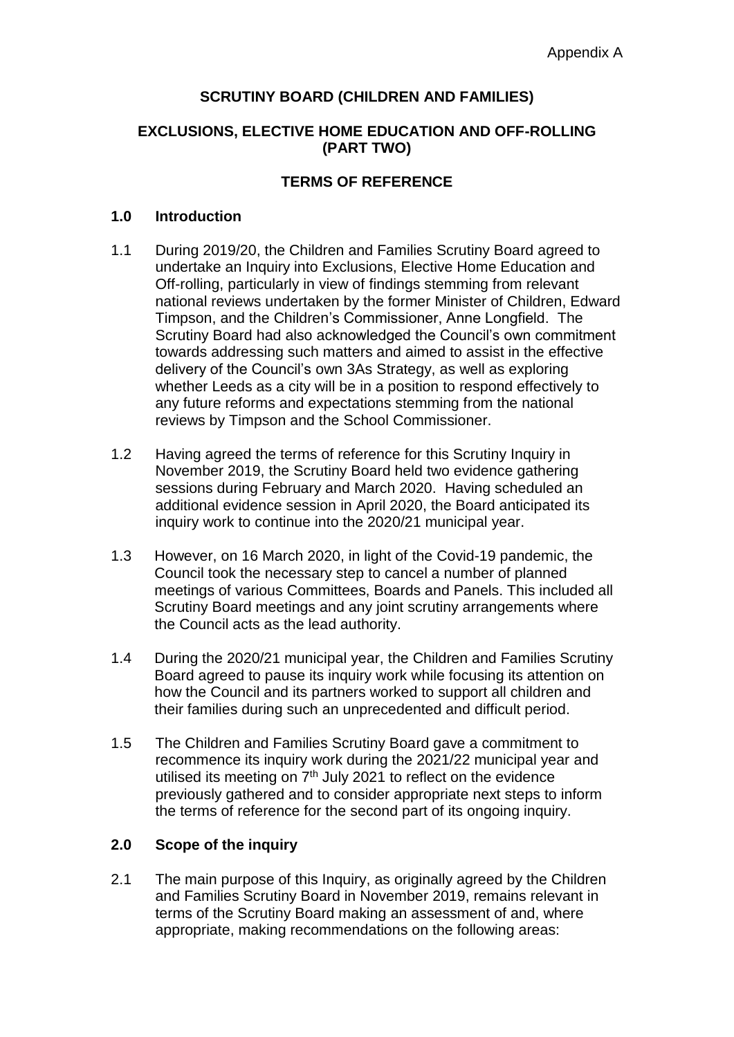Appendix A

**SCRUTINY BOARD (CHILDREN AND FAMILIES)**

**EXCLUSIONS, ELECTIVE HOME EDUCATION AND OFF-ROLLING (PART TWO)**

**TERMS OF REFERENCE**

## 1.0 Introduction

1.1 During 2019/20, the Children and Families Scrutiny Board agreed to undertake an Inquiry into Exclusions, Elective Home Education and Off-rolling, particularly in view of findings stemming from relevant national reviews undertaken by the former Minister of Children, Edward Timpson, and the Children's Commissioner, Anne Longfield. The Scrutiny Board had also acknowledged the Council's own commitment towards addressing such matters and aimed to assist in the effective delivery of the Council's own 3As Strategy, as well as exploring whether Leeds as a city will be in a position to respond effectively to any future reforms and expectations stemming from the national reviews by Timpson and the School Commissioner.

1.2 Having agreed the terms of reference for this Scrutiny Inquiry in November 2019, the Scrutiny Board held two evidence gathering sessions during February and March 2020. Having scheduled an additional evidence session in April 2020, the Board anticipated its inquiry work to continue into the 2020/21 municipal year.

1.3 However, on 16 March 2020, in light of the Covid-19 pandemic, the Council took the necessary step to cancel a number of planned meetings of various Committees, Boards and Panels. This included all Scrutiny Board meetings and any joint scrutiny arrangements where the Council acts as the lead authority.

1.4 During the 2020/21 municipal year, the Children and Families Scrutiny Board agreed to pause its inquiry work while focusing its attention on how the Council and its partners worked to support all children and their families during such an unprecedented and difficult period.

1.5 The Children and Families Scrutiny Board gave a commitment to recommence its inquiry work during the 2021/22 municipal year and utilised its meeting on 7th July 2021 to reflect on the evidence previously gathered and to consider appropriate next steps to inform the terms of reference for the second part of its ongoing inquiry.

## 2.0 Scope of the inquiry

2.1 The main purpose of this Inquiry, as originally agreed by the Children and Families Scrutiny Board in November 2019, remains relevant in terms of the Scrutiny Board making an assessment of and, where appropriate, making recommendations on the following areas: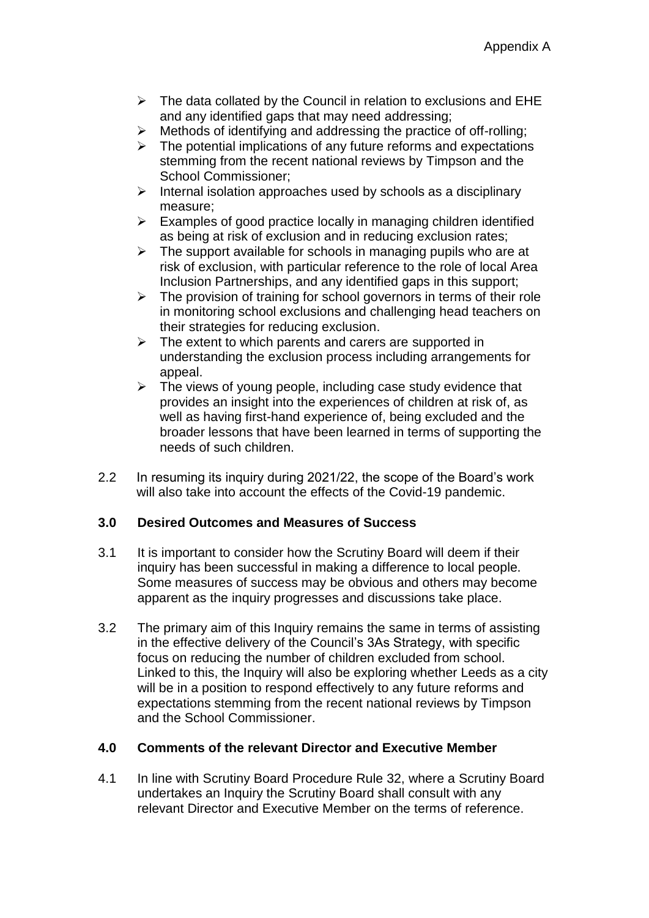- The data collated by the Council in relation to exclusions and EHE and any identified gaps that may need addressing;
- Methods of identifying and addressing the practice of off-rolling;
- The potential implications of any future reforms and expectations stemming from the recent national reviews by Timpson and the School Commissioner;
- Internal isolation approaches used by schools as a disciplinary measure;
- Examples of good practice locally in managing children identified as being at risk of exclusion and in reducing exclusion rates;
- The support available for schools in managing pupils who are at risk of exclusion, with particular reference to the role of local Area Inclusion Partnerships, and any identified gaps in this support;
- The provision of training for school governors in terms of their role in monitoring school exclusions and challenging head teachers on their strategies for reducing exclusion.
- The extent to which parents and carers are supported in understanding the exclusion process including arrangements for appeal.
- The views of young people, including case study evidence that provides an insight into the experiences of children at risk of, as well as having first-hand experience of, being excluded and the broader lessons that have been learned in terms of supporting the needs of such children.

2.2 In resuming its inquiry during 2021/22, the scope of the Board's work will also take into account the effects of the Covid-19 pandemic.

## 3.0 Desired Outcomes and Measures of Success

3.1 It is important to consider how the Scrutiny Board will deem if their inquiry has been successful in making a difference to local people. Some measures of success may be obvious and others may become apparent as the inquiry progresses and discussions take place.

3.2 The primary aim of this Inquiry remains the same in terms of assisting in the effective delivery of the Council's 3As Strategy, with specific focus on reducing the number of children excluded from school. Linked to this, the Inquiry will also be exploring whether Leeds as a city will be in a position to respond effectively to any future reforms and expectations stemming from the recent national reviews by Timpson and the School Commissioner.

## 4.0 Comments of the relevant Director and Executive Member

4.1 In line with Scrutiny Board Procedure Rule 32, where a Scrutiny Board undertakes an Inquiry the Scrutiny Board shall consult with any relevant Director and Executive Member on the terms of reference.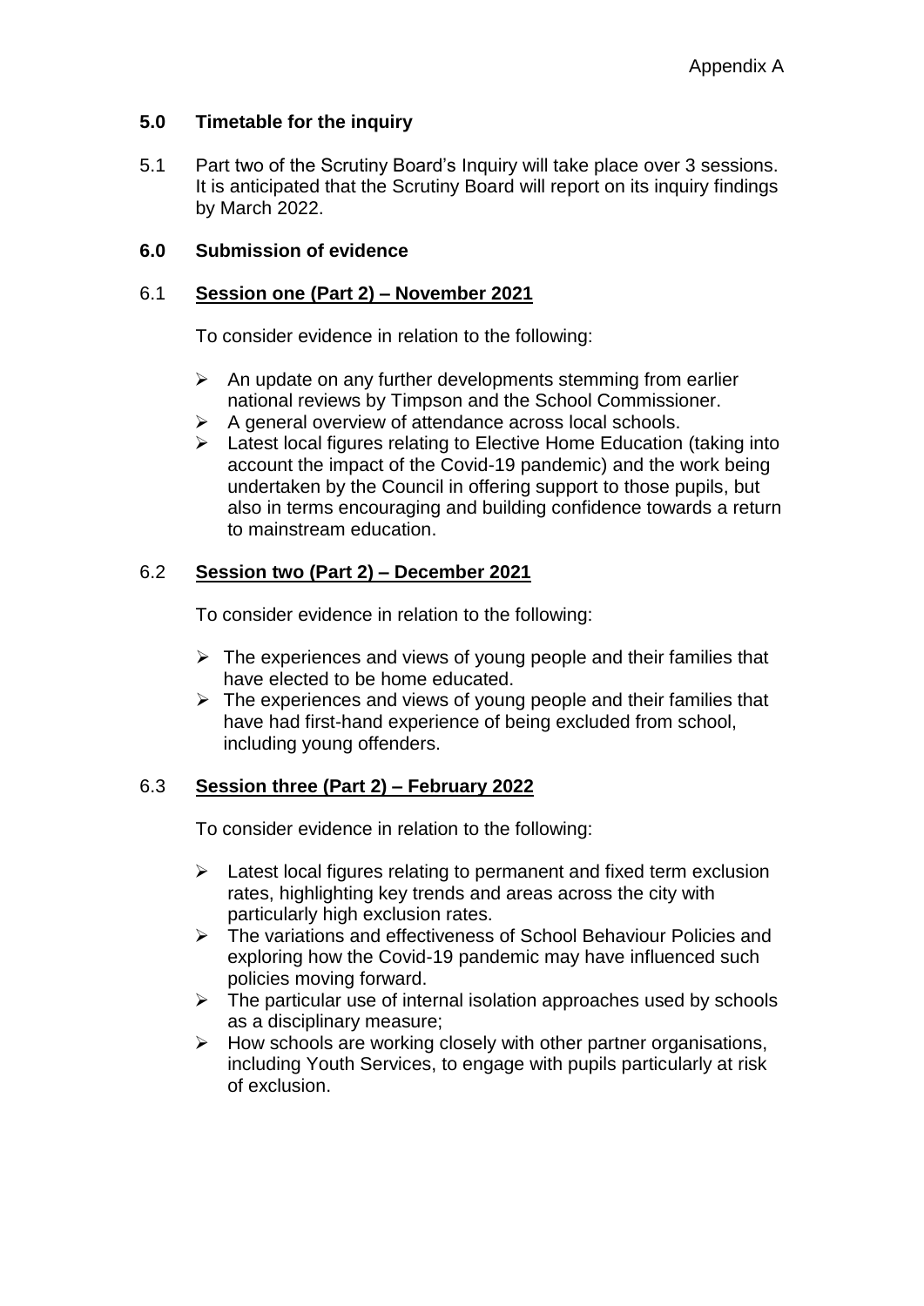Appendix A

## 5.0 Timetable for the inquiry

5.1 Part two of the Scrutiny Board's Inquiry will take place over 3 sessions. It is anticipated that the Scrutiny Board will report on its inquiry findings by March 2022.

## 6.0 Submission of evidence

### 6.1 Session one (Part 2) – November 2021

To consider evidence in relation to the following:

- An update on any further developments stemming from earlier national reviews by Timpson and the School Commissioner.
- A general overview of attendance across local schools.
- Latest local figures relating to Elective Home Education (taking into account the impact of the Covid-19 pandemic) and the work being undertaken by the Council in offering support to those pupils, but also in terms encouraging and building confidence towards a return to mainstream education.

### 6.2 Session two (Part 2) – December 2021

To consider evidence in relation to the following:

- The experiences and views of young people and their families that have elected to be home educated.
- The experiences and views of young people and their families that have had first-hand experience of being excluded from school, including young offenders.

### 6.3 Session three (Part 2) – February 2022

To consider evidence in relation to the following:

- Latest local figures relating to permanent and fixed term exclusion rates, highlighting key trends and areas across the city with particularly high exclusion rates.
- The variations and effectiveness of School Behaviour Policies and exploring how the Covid-19 pandemic may have influenced such policies moving forward.
- The particular use of internal isolation approaches used by schools as a disciplinary measure;
- How schools are working closely with other partner organisations, including Youth Services, to engage with pupils particularly at risk of exclusion.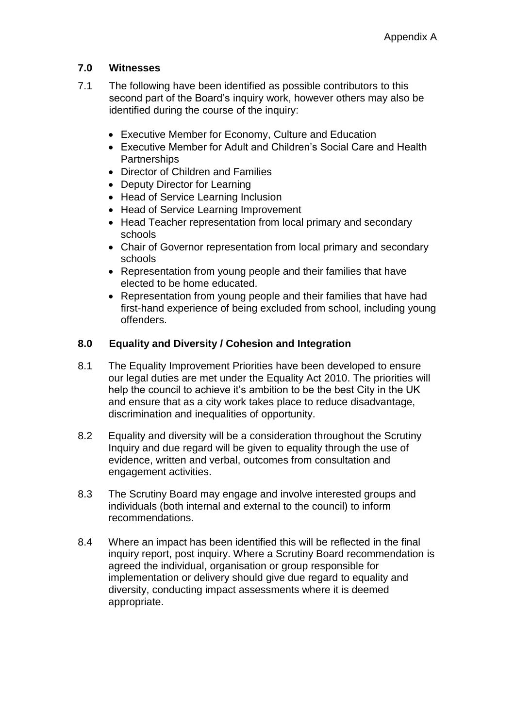Appendix A

## 7.0 Witnesses

7.1 The following have been identified as possible contributors to this second part of the Board's inquiry work, however others may also be identified during the course of the inquiry:

- Executive Member for Economy, Culture and Education
- Executive Member for Adult and Children's Social Care and Health Partnerships
- Director of Children and Families
- Deputy Director for Learning
- Head of Service Learning Inclusion
- Head of Service Learning Improvement
- Head Teacher representation from local primary and secondary schools
- Chair of Governor representation from local primary and secondary schools
- Representation from young people and their families that have elected to be home educated.
- Representation from young people and their families that have had first-hand experience of being excluded from school, including young offenders.

## 8.0 Equality and Diversity / Cohesion and Integration

8.1 The Equality Improvement Priorities have been developed to ensure our legal duties are met under the Equality Act 2010. The priorities will help the council to achieve it's ambition to be the best City in the UK and ensure that as a city work takes place to reduce disadvantage, discrimination and inequalities of opportunity.

8.2 Equality and diversity will be a consideration throughout the Scrutiny Inquiry and due regard will be given to equality through the use of evidence, written and verbal, outcomes from consultation and engagement activities.

8.3 The Scrutiny Board may engage and involve interested groups and individuals (both internal and external to the council) to inform recommendations.

8.4 Where an impact has been identified this will be reflected in the final inquiry report, post inquiry. Where a Scrutiny Board recommendation is agreed the individual, organisation or group responsible for implementation or delivery should give due regard to equality and diversity, conducting impact assessments where it is deemed appropriate.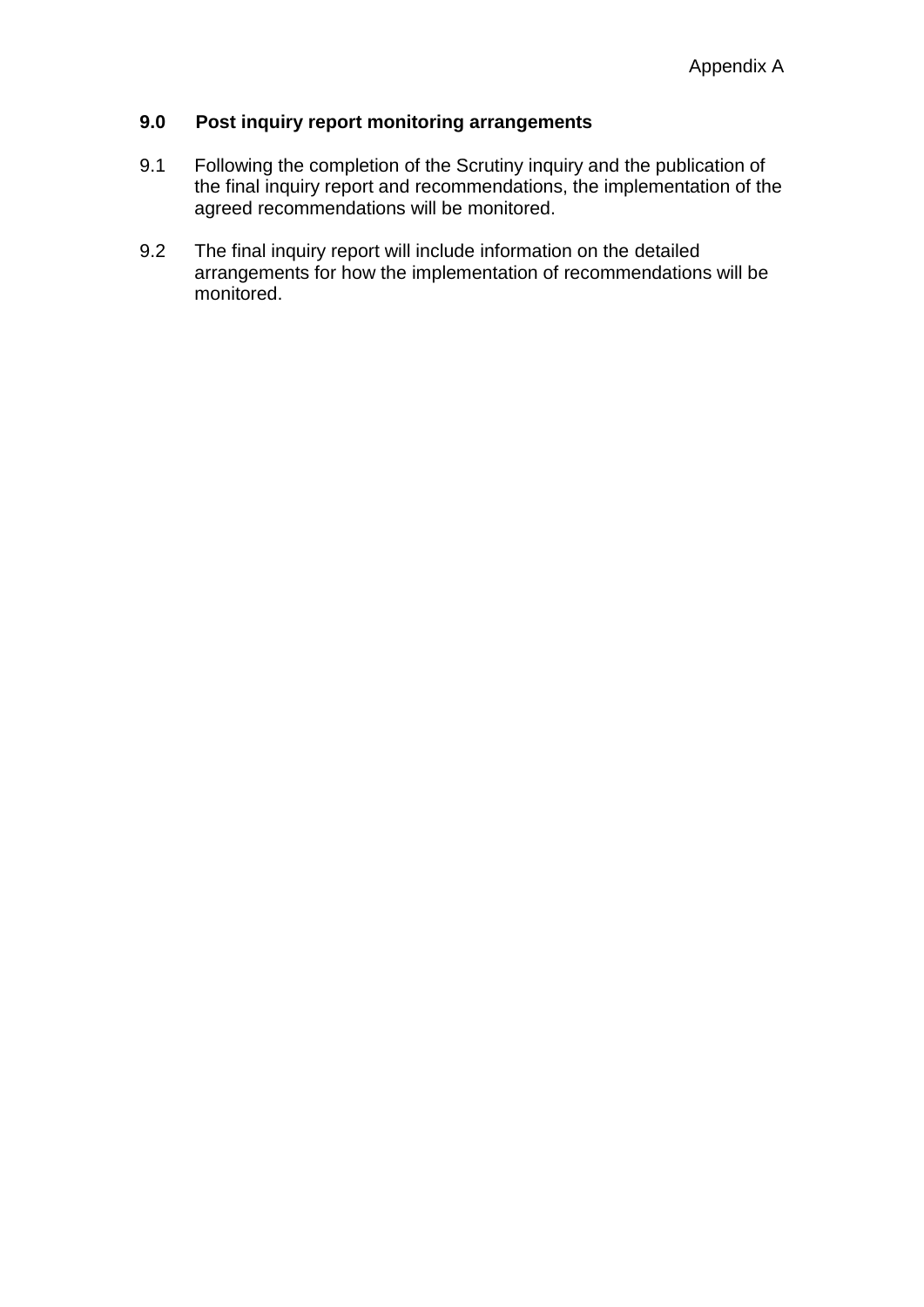## 9.0 Post inquiry report monitoring arrangements

9.1 Following the completion of the Scrutiny inquiry and the publication of the final inquiry report and recommendations, the implementation of the agreed recommendations will be monitored.

9.2 The final inquiry report will include information on the detailed arrangements for how the implementation of recommendations will be monitored.